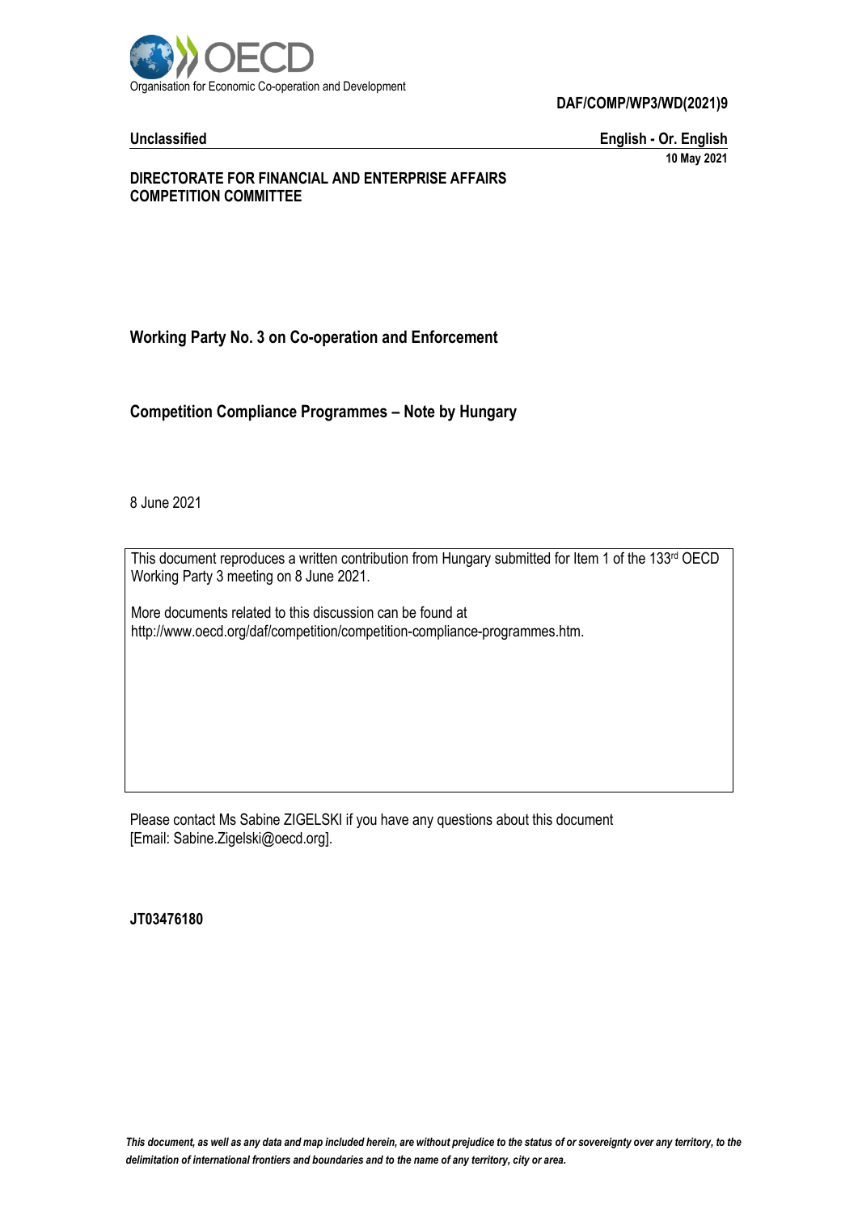Organisation for Economic Co-operation and Development

**DAF/COMP/WP3/WD(2021)9**

**Unclassified** **English - Or. English**

**10 May 2021**

**DIRECTORATE FOR FINANCIAL AND ENTERPRISE AFFAIRS**
**COMPETITION COMMITTEE**

## Working Party No. 3 on Co-operation and Enforcement

## Competition Compliance Programmes – Note by Hungary

8 June 2021

This document reproduces a written contribution from Hungary submitted for Item 1 of the 133rd OECD Working Party 3 meeting on 8 June 2021.

More documents related to this discussion can be found at http://www.oecd.org/daf/competition/competition-compliance-programmes.htm.

Please contact Ms Sabine ZIGELSKI if you have any questions about this document [Email: Sabine.Zigelski@oecd.org].

**JT03476180**

*This document, as well as any data and map included herein, are without prejudice to the status of or sovereignty over any territory, to the delimitation of international frontiers and boundaries and to the name of any territory, city or area.*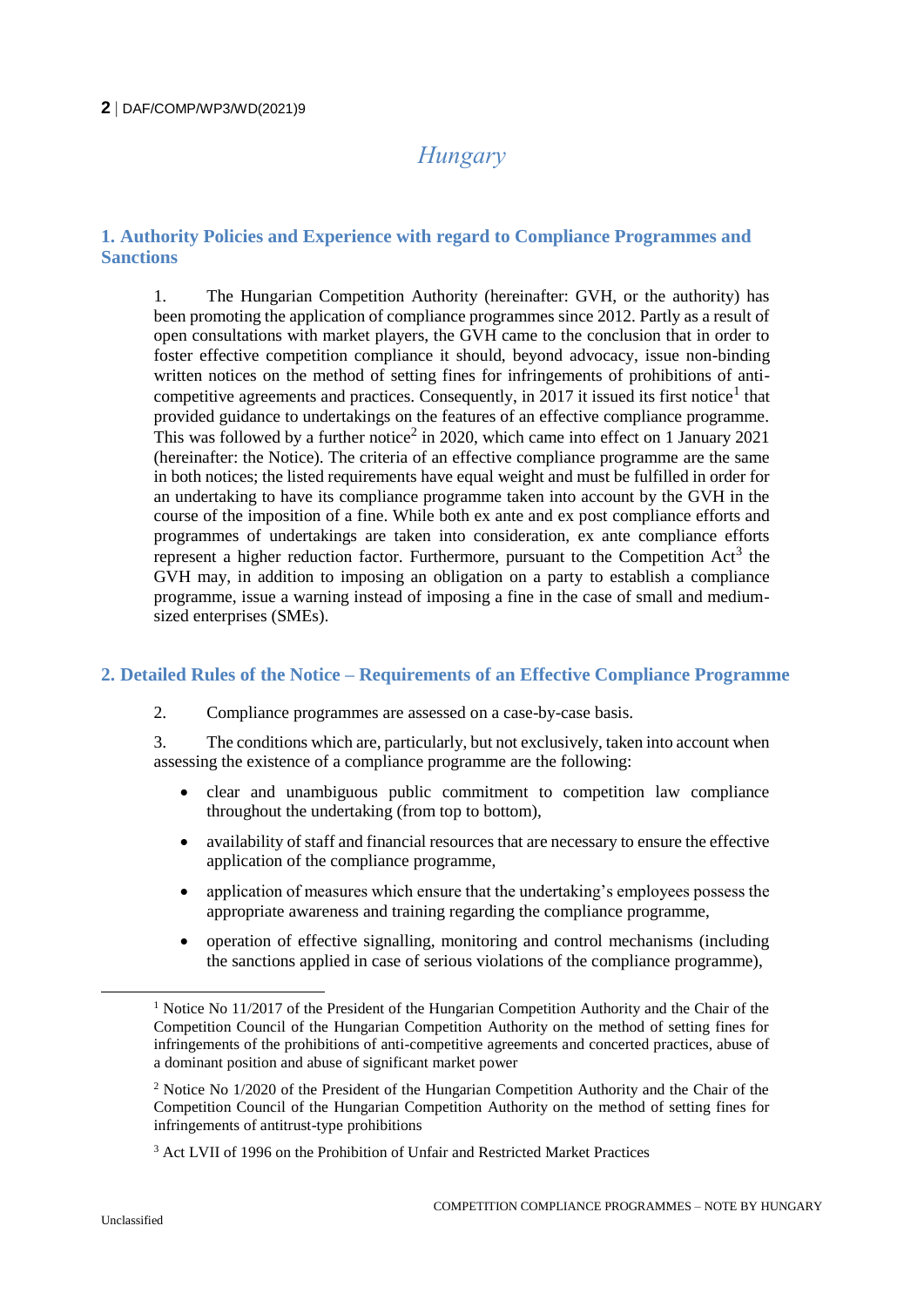# Hungary

## 1. Authority Policies and Experience with regard to Compliance Programmes and Sanctions

1. The Hungarian Competition Authority (hereinafter: GVH, or the authority) has been promoting the application of compliance programmes since 2012. Partly as a result of open consultations with market players, the GVH came to the conclusion that in order to foster effective competition compliance it should, beyond advocacy, issue non-binding written notices on the method of setting fines for infringements of prohibitions of anti-competitive agreements and practices. Consequently, in 2017 it issued its first notice[1] that provided guidance to undertakings on the features of an effective compliance programme. This was followed by a further notice[2] in 2020, which came into effect on 1 January 2021 (hereinafter: the Notice). The criteria of an effective compliance programme are the same in both notices; the listed requirements have equal weight and must be fulfilled in order for an undertaking to have its compliance programme taken into account by the GVH in the course of the imposition of a fine. While both ex ante and ex post compliance efforts and programmes of undertakings are taken into consideration, ex ante compliance efforts represent a higher reduction factor. Furthermore, pursuant to the Competition Act[3] the GVH may, in addition to imposing an obligation on a party to establish a compliance programme, issue a warning instead of imposing a fine in the case of small and medium-sized enterprises (SMEs).

## 2. Detailed Rules of the Notice – Requirements of an Effective Compliance Programme

2. Compliance programmes are assessed on a case-by-case basis.

3. The conditions which are, particularly, but not exclusively, taken into account when assessing the existence of a compliance programme are the following:

- clear and unambiguous public commitment to competition law compliance throughout the undertaking (from top to bottom),
- availability of staff and financial resources that are necessary to ensure the effective application of the compliance programme,
- application of measures which ensure that the undertaking's employees possess the appropriate awareness and training regarding the compliance programme,
- operation of effective signalling, monitoring and control mechanisms (including the sanctions applied in case of serious violations of the compliance programme),

---

[1] Notice No 11/2017 of the President of the Hungarian Competition Authority and the Chair of the Competition Council of the Hungarian Competition Authority on the method of setting fines for infringements of the prohibitions of anti-competitive agreements and concerted practices, abuse of a dominant position and abuse of significant market power

[2] Notice No 1/2020 of the President of the Hungarian Competition Authority and the Chair of the Competition Council of the Hungarian Competition Authority on the method of setting fines for infringements of antitrust-type prohibitions

[3] Act LVII of 1996 on the Prohibition of Unfair and Restricted Market Practices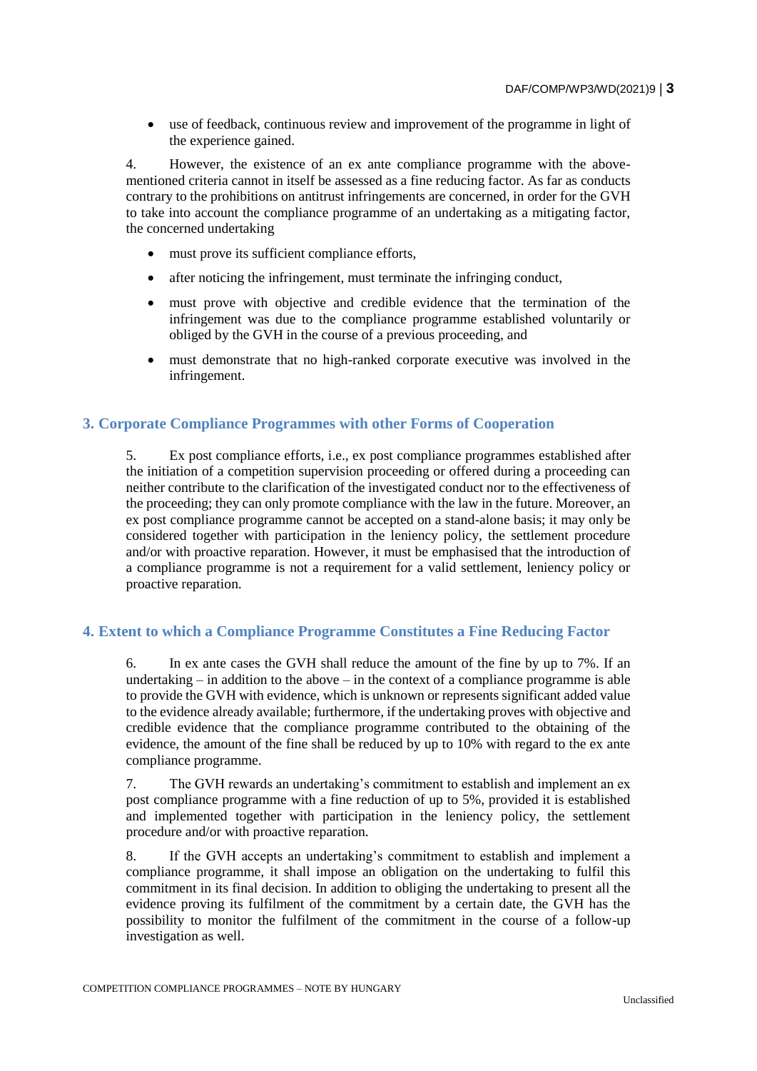- use of feedback, continuous review and improvement of the programme in light of the experience gained.

4. However, the existence of an ex ante compliance programme with the above-mentioned criteria cannot in itself be assessed as a fine reducing factor. As far as conducts contrary to the prohibitions on antitrust infringements are concerned, in order for the GVH to take into account the compliance programme of an undertaking as a mitigating factor, the concerned undertaking

- must prove its sufficient compliance efforts,
- after noticing the infringement, must terminate the infringing conduct,
- must prove with objective and credible evidence that the termination of the infringement was due to the compliance programme established voluntarily or obliged by the GVH in the course of a previous proceeding, and
- must demonstrate that no high-ranked corporate executive was involved in the infringement.

## 3. Corporate Compliance Programmes with other Forms of Cooperation

5. Ex post compliance efforts, i.e., ex post compliance programmes established after the initiation of a competition supervision proceeding or offered during a proceeding can neither contribute to the clarification of the investigated conduct nor to the effectiveness of the proceeding; they can only promote compliance with the law in the future. Moreover, an ex post compliance programme cannot be accepted on a stand-alone basis; it may only be considered together with participation in the leniency policy, the settlement procedure and/or with proactive reparation. However, it must be emphasised that the introduction of a compliance programme is not a requirement for a valid settlement, leniency policy or proactive reparation.

## 4. Extent to which a Compliance Programme Constitutes a Fine Reducing Factor

6. In ex ante cases the GVH shall reduce the amount of the fine by up to 7%. If an undertaking – in addition to the above – in the context of a compliance programme is able to provide the GVH with evidence, which is unknown or represents significant added value to the evidence already available; furthermore, if the undertaking proves with objective and credible evidence that the compliance programme contributed to the obtaining of the evidence, the amount of the fine shall be reduced by up to 10% with regard to the ex ante compliance programme.

7. The GVH rewards an undertaking's commitment to establish and implement an ex post compliance programme with a fine reduction of up to 5%, provided it is established and implemented together with participation in the leniency policy, the settlement procedure and/or with proactive reparation.

8. If the GVH accepts an undertaking's commitment to establish and implement a compliance programme, it shall impose an obligation on the undertaking to fulfil this commitment in its final decision. In addition to obliging the undertaking to present all the evidence proving its fulfilment of the commitment by a certain date, the GVH has the possibility to monitor the fulfilment of the commitment in the course of a follow-up investigation as well.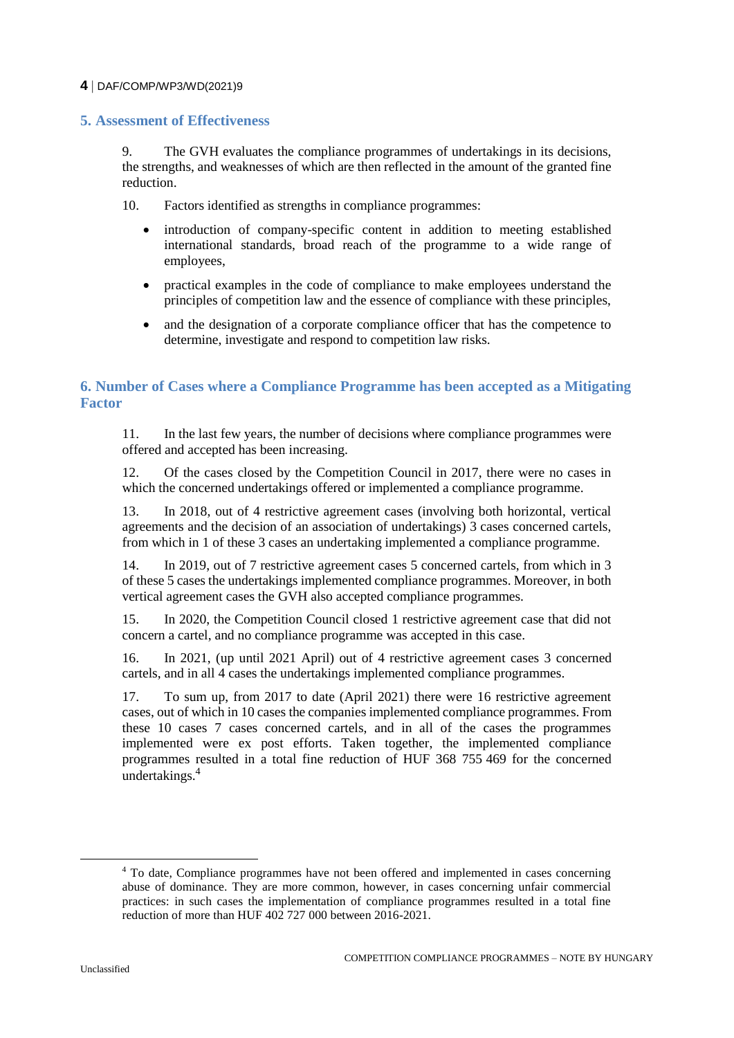## 5. Assessment of Effectiveness

9. The GVH evaluates the compliance programmes of undertakings in its decisions, the strengths, and weaknesses of which are then reflected in the amount of the granted fine reduction.

10. Factors identified as strengths in compliance programmes:

- introduction of company-specific content in addition to meeting established international standards, broad reach of the programme to a wide range of employees,
- practical examples in the code of compliance to make employees understand the principles of competition law and the essence of compliance with these principles,
- and the designation of a corporate compliance officer that has the competence to determine, investigate and respond to competition law risks.

## 6. Number of Cases where a Compliance Programme has been accepted as a Mitigating Factor

11. In the last few years, the number of decisions where compliance programmes were offered and accepted has been increasing.

12. Of the cases closed by the Competition Council in 2017, there were no cases in which the concerned undertakings offered or implemented a compliance programme.

13. In 2018, out of 4 restrictive agreement cases (involving both horizontal, vertical agreements and the decision of an association of undertakings) 3 cases concerned cartels, from which in 1 of these 3 cases an undertaking implemented a compliance programme.

14. In 2019, out of 7 restrictive agreement cases 5 concerned cartels, from which in 3 of these 5 cases the undertakings implemented compliance programmes. Moreover, in both vertical agreement cases the GVH also accepted compliance programmes.

15. In 2020, the Competition Council closed 1 restrictive agreement case that did not concern a cartel, and no compliance programme was accepted in this case.

16. In 2021, (up until 2021 April) out of 4 restrictive agreement cases 3 concerned cartels, and in all 4 cases the undertakings implemented compliance programmes.

17. To sum up, from 2017 to date (April 2021) there were 16 restrictive agreement cases, out of which in 10 cases the companies implemented compliance programmes. From these 10 cases 7 cases concerned cartels, and in all of the cases the programmes implemented were ex post efforts. Taken together, the implemented compliance programmes resulted in a total fine reduction of HUF 368 755 469 for the concerned undertakings.[4]

[4] To date, Compliance programmes have not been offered and implemented in cases concerning abuse of dominance. They are more common, however, in cases concerning unfair commercial practices: in such cases the implementation of compliance programmes resulted in a total fine reduction of more than HUF 402 727 000 between 2016-2021.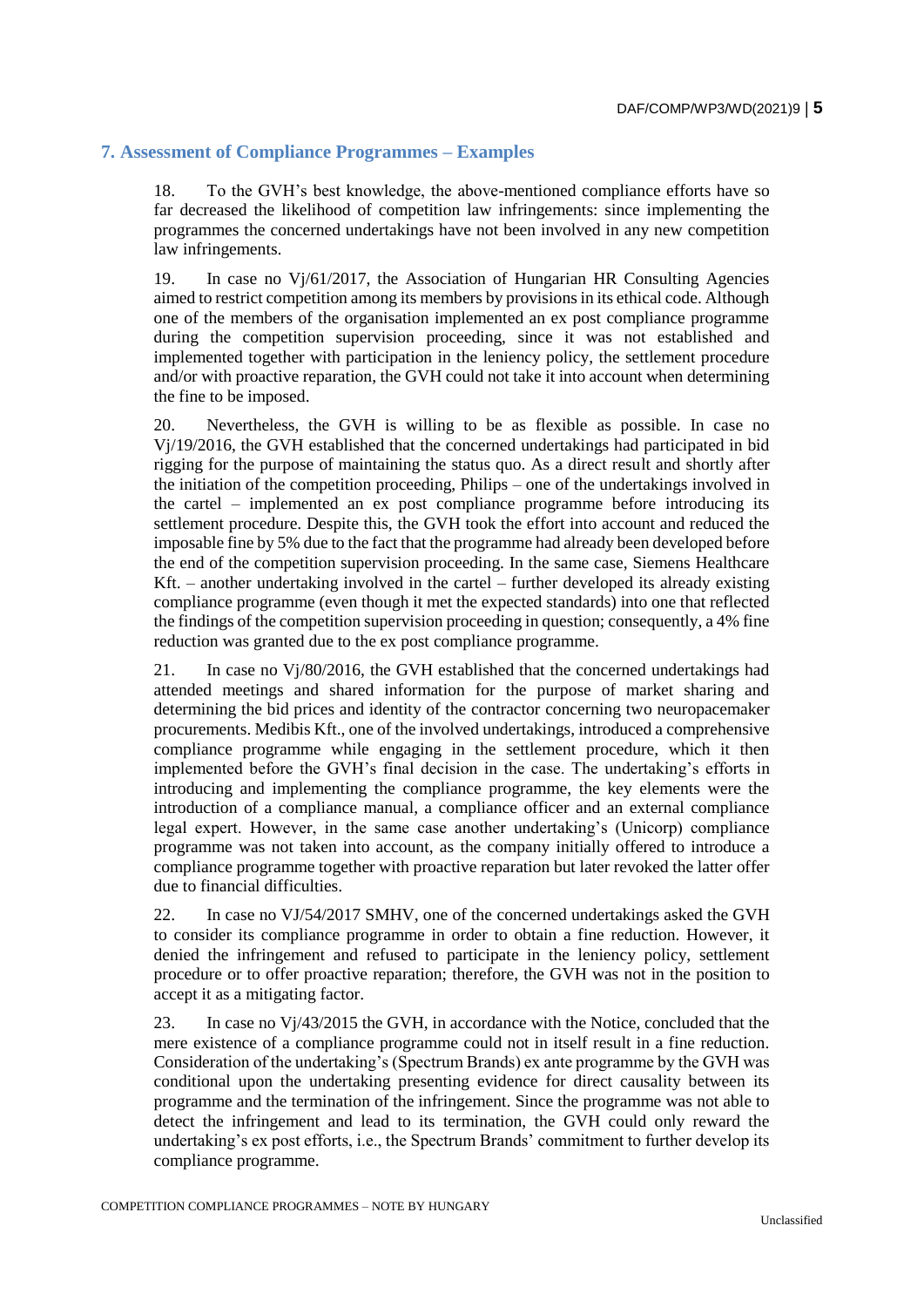## 7. Assessment of Compliance Programmes – Examples

18. To the GVH's best knowledge, the above-mentioned compliance efforts have so far decreased the likelihood of competition law infringements: since implementing the programmes the concerned undertakings have not been involved in any new competition law infringements.

19. In case no Vj/61/2017, the Association of Hungarian HR Consulting Agencies aimed to restrict competition among its members by provisions in its ethical code. Although one of the members of the organisation implemented an ex post compliance programme during the competition supervision proceeding, since it was not established and implemented together with participation in the leniency policy, the settlement procedure and/or with proactive reparation, the GVH could not take it into account when determining the fine to be imposed.

20. Nevertheless, the GVH is willing to be as flexible as possible. In case no Vj/19/2016, the GVH established that the concerned undertakings had participated in bid rigging for the purpose of maintaining the status quo. As a direct result and shortly after the initiation of the competition proceeding, Philips – one of the undertakings involved in the cartel – implemented an ex post compliance programme before introducing its settlement procedure. Despite this, the GVH took the effort into account and reduced the imposable fine by 5% due to the fact that the programme had already been developed before the end of the competition supervision proceeding. In the same case, Siemens Healthcare Kft. – another undertaking involved in the cartel – further developed its already existing compliance programme (even though it met the expected standards) into one that reflected the findings of the competition supervision proceeding in question; consequently, a 4% fine reduction was granted due to the ex post compliance programme.

21. In case no Vj/80/2016, the GVH established that the concerned undertakings had attended meetings and shared information for the purpose of market sharing and determining the bid prices and identity of the contractor concerning two neuropacemaker procurements. Medibis Kft., one of the involved undertakings, introduced a comprehensive compliance programme while engaging in the settlement procedure, which it then implemented before the GVH's final decision in the case. The undertaking's efforts in introducing and implementing the compliance programme, the key elements were the introduction of a compliance manual, a compliance officer and an external compliance legal expert. However, in the same case another undertaking's (Unicorp) compliance programme was not taken into account, as the company initially offered to introduce a compliance programme together with proactive reparation but later revoked the latter offer due to financial difficulties.

22. In case no VJ/54/2017 SMHV, one of the concerned undertakings asked the GVH to consider its compliance programme in order to obtain a fine reduction. However, it denied the infringement and refused to participate in the leniency policy, settlement procedure or to offer proactive reparation; therefore, the GVH was not in the position to accept it as a mitigating factor.

23. In case no Vj/43/2015 the GVH, in accordance with the Notice, concluded that the mere existence of a compliance programme could not in itself result in a fine reduction. Consideration of the undertaking's (Spectrum Brands) ex ante programme by the GVH was conditional upon the undertaking presenting evidence for direct causality between its programme and the termination of the infringement. Since the programme was not able to detect the infringement and lead to its termination, the GVH could only reward the undertaking's ex post efforts, i.e., the Spectrum Brands' commitment to further develop its compliance programme.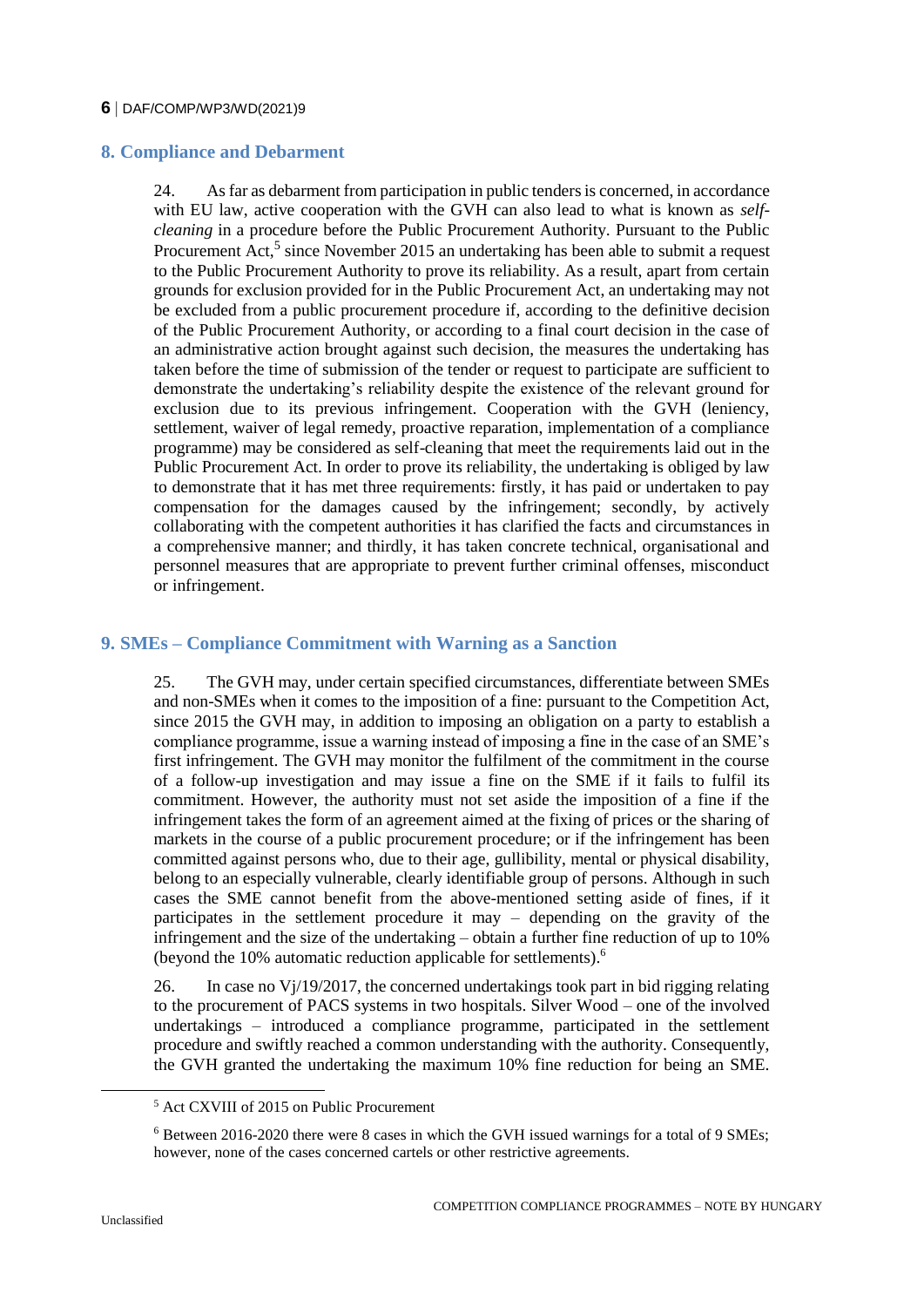## 8. Compliance and Debarment

24. As far as debarment from participation in public tenders is concerned, in accordance with EU law, active cooperation with the GVH can also lead to what is known as *self-cleaning* in a procedure before the Public Procurement Authority. Pursuant to the Public Procurement Act,[5] since November 2015 an undertaking has been able to submit a request to the Public Procurement Authority to prove its reliability. As a result, apart from certain grounds for exclusion provided for in the Public Procurement Act, an undertaking may not be excluded from a public procurement procedure if, according to the definitive decision of the Public Procurement Authority, or according to a final court decision in the case of an administrative action brought against such decision, the measures the undertaking has taken before the time of submission of the tender or request to participate are sufficient to demonstrate the undertaking's reliability despite the existence of the relevant ground for exclusion due to its previous infringement. Cooperation with the GVH (leniency, settlement, waiver of legal remedy, proactive reparation, implementation of a compliance programme) may be considered as self-cleaning that meet the requirements laid out in the Public Procurement Act. In order to prove its reliability, the undertaking is obliged by law to demonstrate that it has met three requirements: firstly, it has paid or undertaken to pay compensation for the damages caused by the infringement; secondly, by actively collaborating with the competent authorities it has clarified the facts and circumstances in a comprehensive manner; and thirdly, it has taken concrete technical, organisational and personnel measures that are appropriate to prevent further criminal offenses, misconduct or infringement.

## 9. SMEs – Compliance Commitment with Warning as a Sanction

25. The GVH may, under certain specified circumstances, differentiate between SMEs and non-SMEs when it comes to the imposition of a fine: pursuant to the Competition Act, since 2015 the GVH may, in addition to imposing an obligation on a party to establish a compliance programme, issue a warning instead of imposing a fine in the case of an SME's first infringement. The GVH may monitor the fulfilment of the commitment in the course of a follow-up investigation and may issue a fine on the SME if it fails to fulfil its commitment. However, the authority must not set aside the imposition of a fine if the infringement takes the form of an agreement aimed at the fixing of prices or the sharing of markets in the course of a public procurement procedure; or if the infringement has been committed against persons who, due to their age, gullibility, mental or physical disability, belong to an especially vulnerable, clearly identifiable group of persons. Although in such cases the SME cannot benefit from the above-mentioned setting aside of fines, if it participates in the settlement procedure it may – depending on the gravity of the infringement and the size of the undertaking – obtain a further fine reduction of up to 10% (beyond the 10% automatic reduction applicable for settlements).[6]

26. In case no Vj/19/2017, the concerned undertakings took part in bid rigging relating to the procurement of PACS systems in two hospitals. Silver Wood – one of the involved undertakings – introduced a compliance programme, participated in the settlement procedure and swiftly reached a common understanding with the authority. Consequently, the GVH granted the undertaking the maximum 10% fine reduction for being an SME.

---

[5] Act CXVIII of 2015 on Public Procurement

[6] Between 2016-2020 there were 8 cases in which the GVH issued warnings for a total of 9 SMEs; however, none of the cases concerned cartels or other restrictive agreements.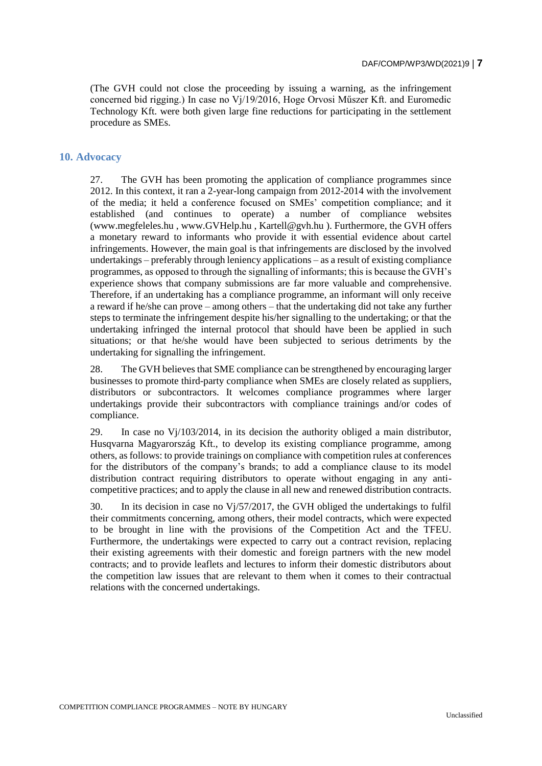(The GVH could not close the proceeding by issuing a warning, as the infringement concerned bid rigging.) In case no Vj/19/2016, Hoge Orvosi Műszer Kft. and Euromedic Technology Kft. were both given large fine reductions for participating in the settlement procedure as SMEs.

## 10. Advocacy

27. The GVH has been promoting the application of compliance programmes since 2012. In this context, it ran a 2-year-long campaign from 2012-2014 with the involvement of the media; it held a conference focused on SMEs' competition compliance; and it established (and continues to operate) a number of compliance websites (www.megfeleles.hu , www.GVHelp.hu , Kartell@gvh.hu ). Furthermore, the GVH offers a monetary reward to informants who provide it with essential evidence about cartel infringements. However, the main goal is that infringements are disclosed by the involved undertakings – preferably through leniency applications – as a result of existing compliance programmes, as opposed to through the signalling of informants; this is because the GVH's experience shows that company submissions are far more valuable and comprehensive. Therefore, if an undertaking has a compliance programme, an informant will only receive a reward if he/she can prove – among others – that the undertaking did not take any further steps to terminate the infringement despite his/her signalling to the undertaking; or that the undertaking infringed the internal protocol that should have been be applied in such situations; or that he/she would have been subjected to serious detriments by the undertaking for signalling the infringement.

28. The GVH believes that SME compliance can be strengthened by encouraging larger businesses to promote third-party compliance when SMEs are closely related as suppliers, distributors or subcontractors. It welcomes compliance programmes where larger undertakings provide their subcontractors with compliance trainings and/or codes of compliance.

29. In case no Vj/103/2014, in its decision the authority obliged a main distributor, Husqvarna Magyarország Kft., to develop its existing compliance programme, among others, as follows: to provide trainings on compliance with competition rules at conferences for the distributors of the company's brands; to add a compliance clause to its model distribution contract requiring distributors to operate without engaging in any anti-competitive practices; and to apply the clause in all new and renewed distribution contracts.

30. In its decision in case no Vj/57/2017, the GVH obliged the undertakings to fulfil their commitments concerning, among others, their model contracts, which were expected to be brought in line with the provisions of the Competition Act and the TFEU. Furthermore, the undertakings were expected to carry out a contract revision, replacing their existing agreements with their domestic and foreign partners with the new model contracts; and to provide leaflets and lectures to inform their domestic distributors about the competition law issues that are relevant to them when it comes to their contractual relations with the concerned undertakings.